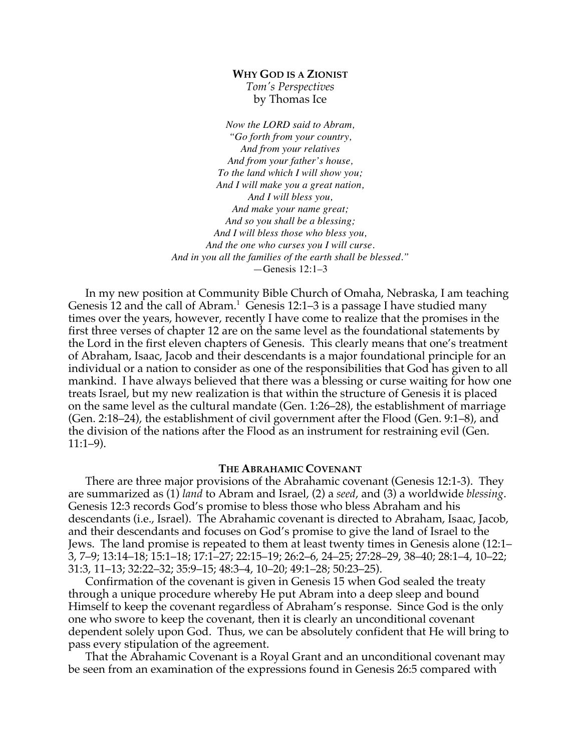# WHY GOD IS A ZIONIST

*Tom's Perspectives*

by Thomas Ice

> *Now the LORD said to Abram,*
> *"Go forth from your country,*
> *And from your relatives*
> *And from your father's house,*
> *To the land which I will show you;*
> *And I will make you a great nation,*
> *And I will bless you,*
> *And make your name great;*
> *And so you shall be a blessing;*
> *And I will bless those who bless you,*
> *And the one who curses you I will curse.*
> *And in you all the families of the earth shall be blessed."*
> —Genesis 12:1–3

In my new position at Community Bible Church of Omaha, Nebraska, I am teaching Genesis 12 and the call of Abram.[1] Genesis 12:1–3 is a passage I have studied many times over the years, however, recently I have come to realize that the promises in the first three verses of chapter 12 are on the same level as the foundational statements by the Lord in the first eleven chapters of Genesis. This clearly means that one's treatment of Abraham, Isaac, Jacob and their descendants is a major foundational principle for an individual or a nation to consider as one of the responsibilities that God has given to all mankind. I have always believed that there was a blessing or curse waiting for how one treats Israel, but my new realization is that within the structure of Genesis it is placed on the same level as the cultural mandate (Gen. 1:26–28), the establishment of marriage (Gen. 2:18–24), the establishment of civil government after the Flood (Gen. 9:1–8), and the division of the nations after the Flood as an instrument for restraining evil (Gen. 11:1–9).

## THE ABRAHAMIC COVENANT

There are three major provisions of the Abrahamic covenant (Genesis 12:1-3). They are summarized as (1) *land* to Abram and Israel, (2) a *seed*, and (3) a worldwide *blessing*. Genesis 12:3 records God's promise to bless those who bless Abraham and his descendants (i.e., Israel). The Abrahamic covenant is directed to Abraham, Isaac, Jacob, and their descendants and focuses on God's promise to give the land of Israel to the Jews. The land promise is repeated to them at least twenty times in Genesis alone (12:1–3, 7–9; 13:14–18; 15:1–18; 17:1–27; 22:15–19; 26:2–6, 24–25; 27:28–29, 38–40; 28:1–4, 10–22; 31:3, 11–13; 32:22–32; 35:9–15; 48:3–4, 10–20; 49:1–28; 50:23–25).

Confirmation of the covenant is given in Genesis 15 when God sealed the treaty through a unique procedure whereby He put Abram into a deep sleep and bound Himself to keep the covenant regardless of Abraham's response. Since God is the only one who swore to keep the covenant, then it is clearly an unconditional covenant dependent solely upon God. Thus, we can be absolutely confident that He will bring to pass every stipulation of the agreement.

That the Abrahamic Covenant is a Royal Grant and an unconditional covenant may be seen from an examination of the expressions found in Genesis 26:5 compared with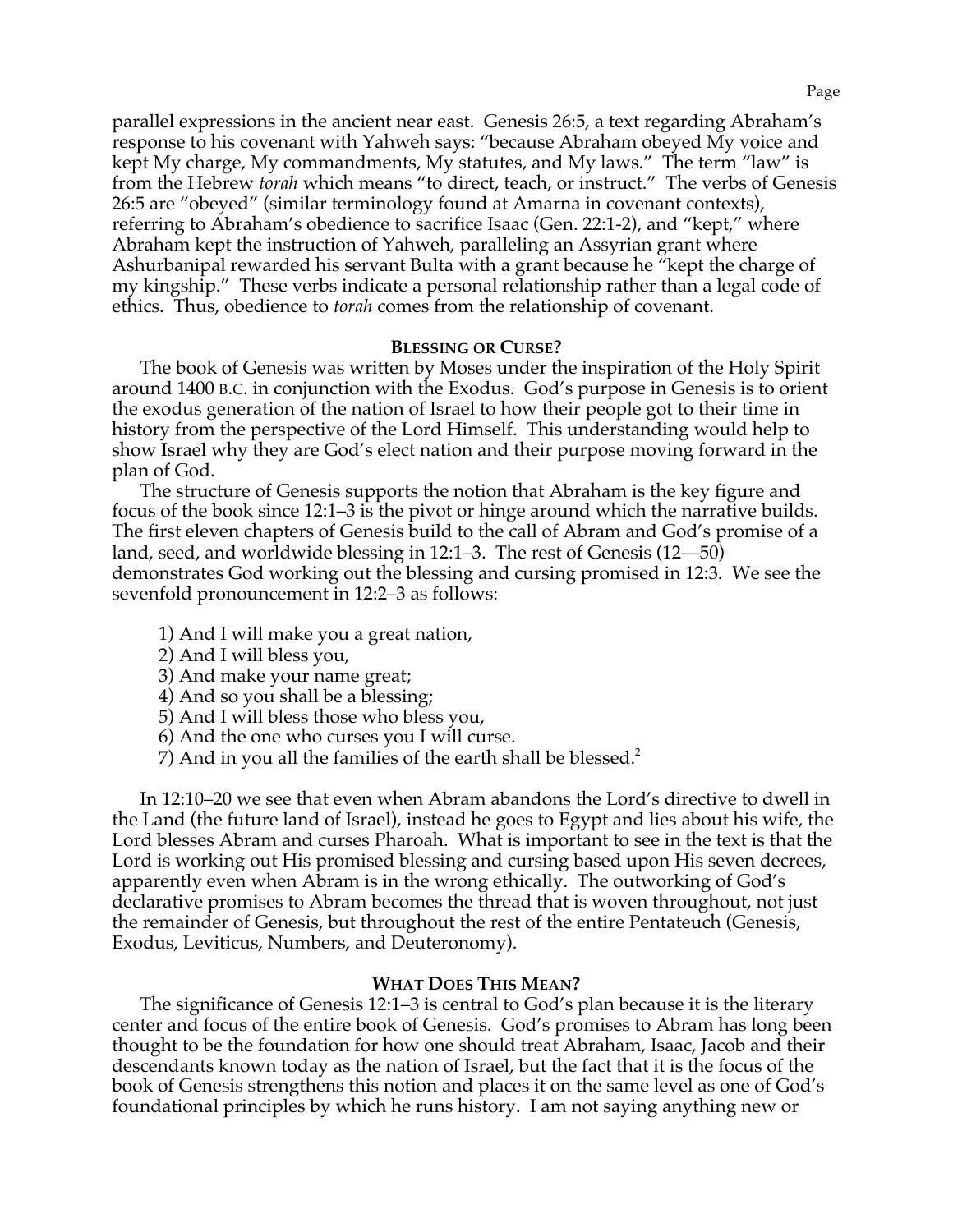parallel expressions in the ancient near east. Genesis 26:5, a text regarding Abraham's response to his covenant with Yahweh says: "because Abraham obeyed My voice and kept My charge, My commandments, My statutes, and My laws." The term "law" is from the Hebrew *torah* which means "to direct, teach, or instruct." The verbs of Genesis 26:5 are "obeyed" (similar terminology found at Amarna in covenant contexts), referring to Abraham's obedience to sacrifice Isaac (Gen. 22:1-2), and "kept," where Abraham kept the instruction of Yahweh, paralleling an Assyrian grant where Ashurbanipal rewarded his servant Bulta with a grant because he "kept the charge of my kingship." These verbs indicate a personal relationship rather than a legal code of ethics. Thus, obedience to *torah* comes from the relationship of covenant.

## BLESSING OR CURSE?

The book of Genesis was written by Moses under the inspiration of the Holy Spirit around 1400 B.C. in conjunction with the Exodus. God's purpose in Genesis is to orient the exodus generation of the nation of Israel to how their people got to their time in history from the perspective of the Lord Himself. This understanding would help to show Israel why they are God's elect nation and their purpose moving forward in the plan of God.

The structure of Genesis supports the notion that Abraham is the key figure and focus of the book since 12:1–3 is the pivot or hinge around which the narrative builds. The first eleven chapters of Genesis build to the call of Abram and God's promise of a land, seed, and worldwide blessing in 12:1–3. The rest of Genesis (12—50) demonstrates God working out the blessing and cursing promised in 12:3. We see the sevenfold pronouncement in 12:2–3 as follows:

1) And I will make you a great nation,
2) And I will bless you,
3) And make your name great;
4) And so you shall be a blessing;
5) And I will bless those who bless you,
6) And the one who curses you I will curse.
7) And in you all the families of the earth shall be blessed.[2]

In 12:10–20 we see that even when Abram abandons the Lord's directive to dwell in the Land (the future land of Israel), instead he goes to Egypt and lies about his wife, the Lord blesses Abram and curses Pharoah. What is important to see in the text is that the Lord is working out His promised blessing and cursing based upon His seven decrees, apparently even when Abram is in the wrong ethically. The outworking of God's declarative promises to Abram becomes the thread that is woven throughout, not just the remainder of Genesis, but throughout the rest of the entire Pentateuch (Genesis, Exodus, Leviticus, Numbers, and Deuteronomy).

## WHAT DOES THIS MEAN?

The significance of Genesis 12:1–3 is central to God's plan because it is the literary center and focus of the entire book of Genesis. God's promises to Abram has long been thought to be the foundation for how one should treat Abraham, Isaac, Jacob and their descendants known today as the nation of Israel, but the fact that it is the focus of the book of Genesis strengthens this notion and places it on the same level as one of God's foundational principles by which he runs history. I am not saying anything new or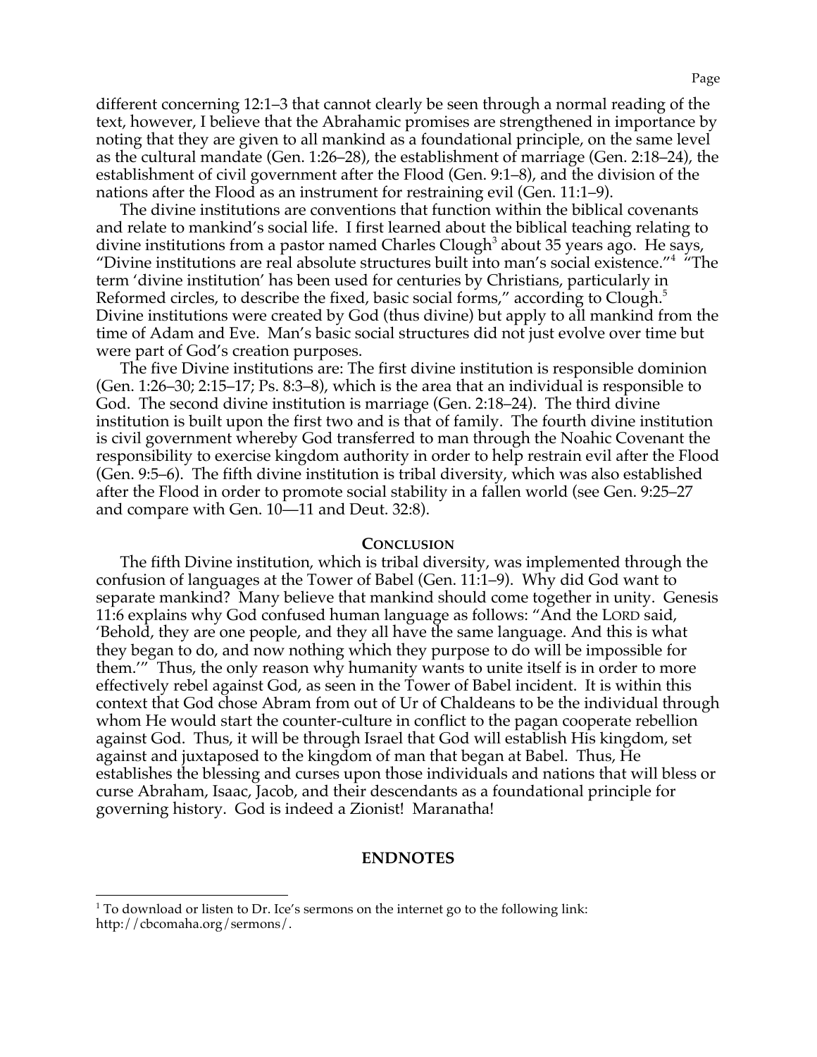different concerning 12:1–3 that cannot clearly be seen through a normal reading of the text, however, I believe that the Abrahamic promises are strengthened in importance by noting that they are given to all mankind as a foundational principle, on the same level as the cultural mandate (Gen. 1:26–28), the establishment of marriage (Gen. 2:18–24), the establishment of civil government after the Flood (Gen. 9:1–8), and the division of the nations after the Flood as an instrument for restraining evil (Gen. 11:1–9).

The divine institutions are conventions that function within the biblical covenants and relate to mankind's social life. I first learned about the biblical teaching relating to divine institutions from a pastor named Charles Clough[3] about 35 years ago. He says, "Divine institutions are real absolute structures built into man's social existence."[4] "The term 'divine institution' has been used for centuries by Christians, particularly in Reformed circles, to describe the fixed, basic social forms," according to Clough.[5] Divine institutions were created by God (thus divine) but apply to all mankind from the time of Adam and Eve. Man's basic social structures did not just evolve over time but were part of God's creation purposes.

The five Divine institutions are: The first divine institution is responsible dominion (Gen. 1:26–30; 2:15–17; Ps. 8:3–8), which is the area that an individual is responsible to God. The second divine institution is marriage (Gen. 2:18–24). The third divine institution is built upon the first two and is that of family. The fourth divine institution is civil government whereby God transferred to man through the Noahic Covenant the responsibility to exercise kingdom authority in order to help restrain evil after the Flood (Gen. 9:5–6). The fifth divine institution is tribal diversity, which was also established after the Flood in order to promote social stability in a fallen world (see Gen. 9:25–27 and compare with Gen. 10—11 and Deut. 32:8).

## Conclusion

The fifth Divine institution, which is tribal diversity, was implemented through the confusion of languages at the Tower of Babel (Gen. 11:1–9). Why did God want to separate mankind? Many believe that mankind should come together in unity. Genesis 11:6 explains why God confused human language as follows: "And the LORD said, 'Behold, they are one people, and they all have the same language. And this is what they began to do, and now nothing which they purpose to do will be impossible for them.'" Thus, the only reason why humanity wants to unite itself is in order to more effectively rebel against God, as seen in the Tower of Babel incident. It is within this context that God chose Abram from out of Ur of Chaldeans to be the individual through whom He would start the counter-culture in conflict to the pagan cooperate rebellion against God. Thus, it will be through Israel that God will establish His kingdom, set against and juxtaposed to the kingdom of man that began at Babel. Thus, He establishes the blessing and curses upon those individuals and nations that will bless or curse Abraham, Isaac, Jacob, and their descendants as a foundational principle for governing history. God is indeed a Zionist! Maranatha!

## ENDNOTES

[1] To download or listen to Dr. Ice's sermons on the internet go to the following link: http://cbcomaha.org/sermons/.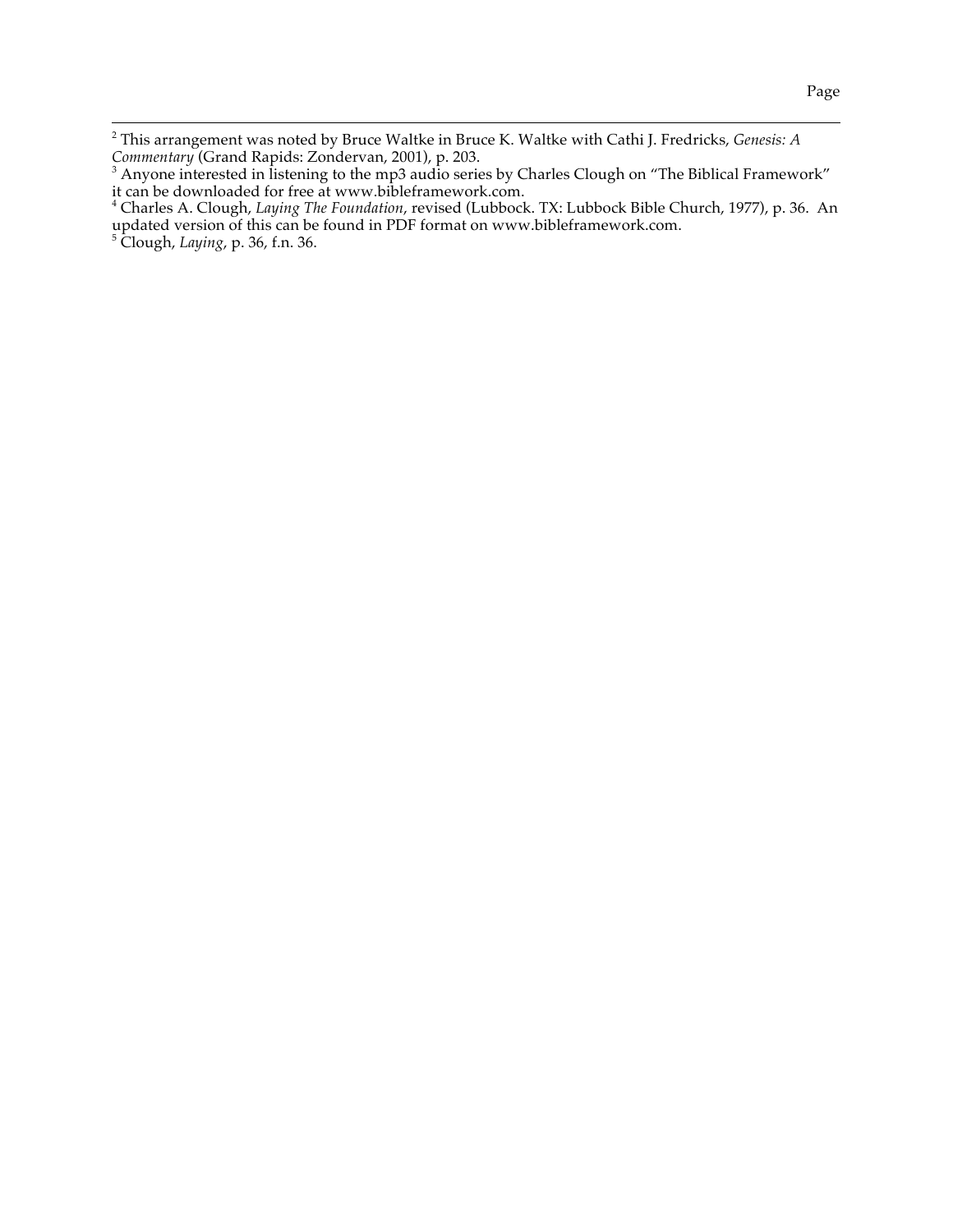[2] This arrangement was noted by Bruce Waltke in Bruce K. Waltke with Cathi J. Fredricks, *Genesis: A Commentary* (Grand Rapids: Zondervan, 2001), p. 203.

[3] Anyone interested in listening to the mp3 audio series by Charles Clough on "The Biblical Framework" it can be downloaded for free at www.bibleframework.com.

[4] Charles A. Clough, *Laying The Foundation*, revised (Lubbock. TX: Lubbock Bible Church, 1977), p. 36. An updated version of this can be found in PDF format on www.bibleframework.com.

[5] Clough, *Laying*, p. 36, f.n. 36.